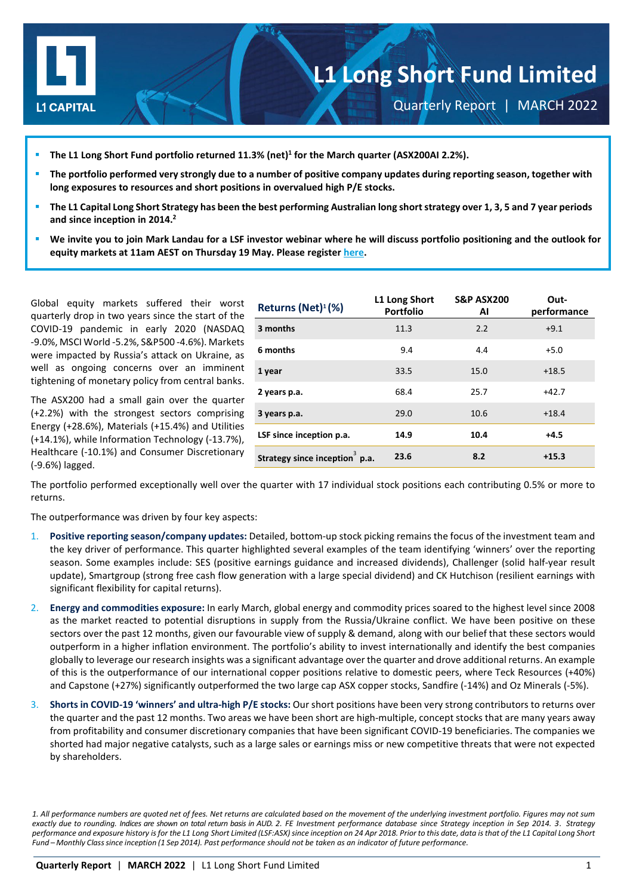# L1 Long Short Fund Limited

Quarterly Report | MARCH 2022

- **The L1 Long Short Fund portfolio returned 11.3% (net)[1] for the March quarter (ASX200AI 2.2%).**
- **The portfolio performed very strongly due to a number of positive company updates during reporting season, together with long exposures to resources and short positions in overvalued high P/E stocks.**
- **The L1 Capital Long Short Strategy has been the best performing Australian long short strategy over 1, 3, 5 and 7 year periods and since inception in 2014.[2]**
- **We invite you to join Mark Landau for a LSF investor webinar where he will discuss portfolio positioning and the outlook for equity markets at 11am AEST on Thursday 19 May. Please register here.**

Global equity markets suffered their worst quarterly drop in two years since the start of the COVID-19 pandemic in early 2020 (NASDAQ -9.0%, MSCI World -5.2%, S&P500 -4.6%). Markets were impacted by Russia's attack on Ukraine, as well as ongoing concerns over an imminent tightening of monetary policy from central banks.

The ASX200 had a small gain over the quarter (+2.2%) with the strongest sectors comprising Energy (+28.6%), Materials (+15.4%) and Utilities (+14.1%), while Information Technology (-13.7%), Healthcare (-10.1%) and Consumer Discretionary (-9.6%) lagged.

| Returns (Net)[1] (%) | L1 Long Short Portfolio | S&P ASX200 AI | Out-performance |
|---|---|---|---|
| 3 months | 11.3 | 2.2 | +9.1 |
| 6 months | 9.4 | 4.4 | +5.0 |
| 1 year | 33.5 | 15.0 | +18.5 |
| 2 years p.a. | 68.4 | 25.7 | +42.7 |
| 3 years p.a. | 29.0 | 10.6 | +18.4 |
| **LSF since inception p.a.** | **14.9** | **10.4** | **+4.5** |
| **Strategy since inception[3] p.a.** | **23.6** | **8.2** | **+15.3** |

The portfolio performed exceptionally well over the quarter with 17 individual stock positions each contributing 0.5% or more to returns.

The outperformance was driven by four key aspects:

1. **Positive reporting season/company updates:** Detailed, bottom-up stock picking remains the focus of the investment team and the key driver of performance. This quarter highlighted several examples of the team identifying 'winners' over the reporting season. Some examples include: SES (positive earnings guidance and increased dividends), Challenger (solid half-year result update), Smartgroup (strong free cash flow generation with a large special dividend) and CK Hutchison (resilient earnings with significant flexibility for capital returns).
2. **Energy and commodities exposure:** In early March, global energy and commodity prices soared to the highest level since 2008 as the market reacted to potential disruptions in supply from the Russia/Ukraine conflict. We have been positive on these sectors over the past 12 months, given our favourable view of supply & demand, along with our belief that these sectors would outperform in a higher inflation environment. The portfolio's ability to invest internationally and identify the best companies globally to leverage our research insights was a significant advantage over the quarter and drove additional returns. An example of this is the outperformance of our international copper positions relative to domestic peers, where Teck Resources (+40%) and Capstone (+27%) significantly outperformed the two large cap ASX copper stocks, Sandfire (-14%) and Oz Minerals (-5%).
3. **Shorts in COVID-19 'winners' and ultra-high P/E stocks:** Our short positions have been very strong contributors to returns over the quarter and the past 12 months. Two areas we have been short are high-multiple, concept stocks that are many years away from profitability and consumer discretionary companies that have been significant COVID-19 beneficiaries. The companies we shorted had major negative catalysts, such as a large sales or earnings miss or new competitive threats that were not expected by shareholders.

*1. All performance numbers are quoted net of fees. Net returns are calculated based on the movement of the underlying investment portfolio. Figures may not sum exactly due to rounding. Indices are shown on total return basis in AUD. 2. FE Investment performance database since Strategy inception in Sep 2014. 3. Strategy performance and exposure history is for the L1 Long Short Limited (LSF:ASX) since inception on 24 Apr 2018. Prior to this date, data is that of the L1 Capital Long Short Fund – Monthly Class since inception (1 Sep 2014). Past performance should not be taken as an indicator of future performance.*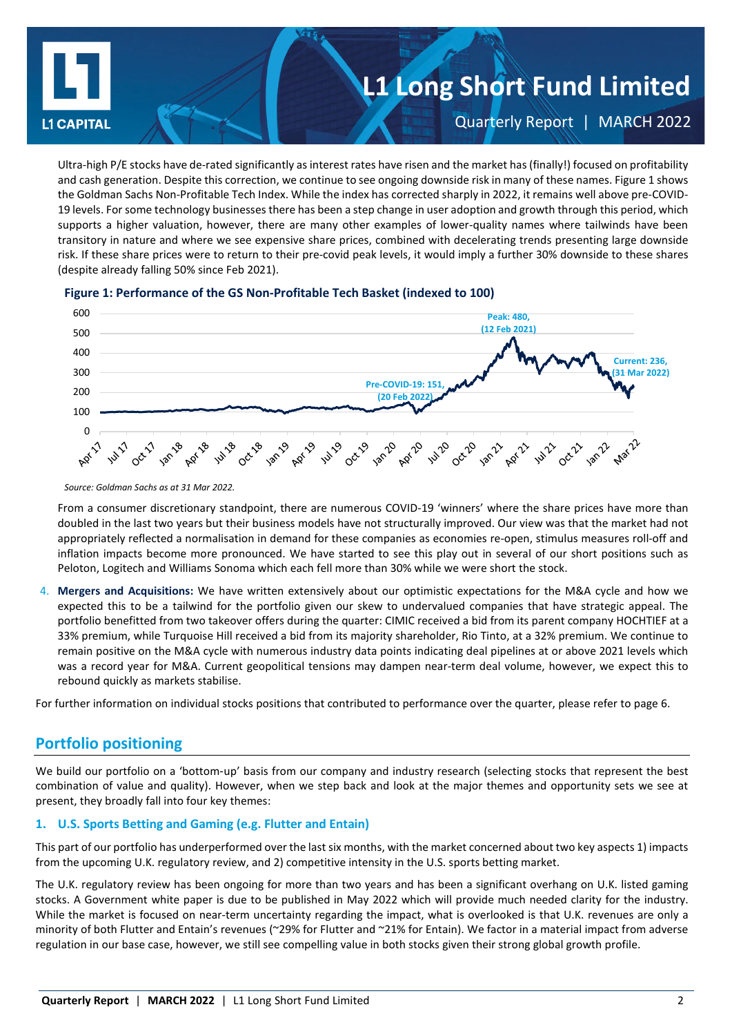Ultra-high P/E stocks have de-rated significantly as interest rates have risen and the market has (finally!) focused on profitability and cash generation. Despite this correction, we continue to see ongoing downside risk in many of these names. Figure 1 shows the Goldman Sachs Non-Profitable Tech Index. While the index has corrected sharply in 2022, it remains well above pre-COVID-19 levels. For some technology businesses there has been a step change in user adoption and growth through this period, which supports a higher valuation, however, there are many other examples of lower-quality names where tailwinds have been transitory in nature and where we see expensive share prices, combined with decelerating trends presenting large downside risk. If these share prices were to return to their pre-covid peak levels, it would imply a further 30% downside to these shares (despite already falling 50% since Feb 2021).

**Figure 1: Performance of the GS Non-Profitable Tech Basket (indexed to 100)**

*Source: Goldman Sachs as at 31 Mar 2022.*

From a consumer discretionary standpoint, there are numerous COVID-19 'winners' where the share prices have more than doubled in the last two years but their business models have not structurally improved. Our view was that the market had not appropriately reflected a normalisation in demand for these companies as economies re-open, stimulus measures roll-off and inflation impacts become more pronounced. We have started to see this play out in several of our short positions such as Peloton, Logitech and Williams Sonoma which each fell more than 30% while we were short the stock.

4. **Mergers and Acquisitions:** We have written extensively about our optimistic expectations for the M&A cycle and how we expected this to be a tailwind for the portfolio given our skew to undervalued companies that have strategic appeal. The portfolio benefitted from two takeover offers during the quarter: CIMIC received a bid from its parent company HOCHTIEF at a 33% premium, while Turquoise Hill received a bid from its majority shareholder, Rio Tinto, at a 32% premium. We continue to remain positive on the M&A cycle with numerous industry data points indicating deal pipelines at or above 2021 levels which was a record year for M&A. Current geopolitical tensions may dampen near-term deal volume, however, we expect this to rebound quickly as markets stabilise.

For further information on individual stocks positions that contributed to performance over the quarter, please refer to page 6.

## Portfolio positioning

We build our portfolio on a 'bottom-up' basis from our company and industry research (selecting stocks that represent the best combination of value and quality). However, when we step back and look at the major themes and opportunity sets we see at present, they broadly fall into four key themes:

### 1. U.S. Sports Betting and Gaming (e.g. Flutter and Entain)

This part of our portfolio has underperformed over the last six months, with the market concerned about two key aspects 1) impacts from the upcoming U.K. regulatory review, and 2) competitive intensity in the U.S. sports betting market.

The U.K. regulatory review has been ongoing for more than two years and has been a significant overhang on U.K. listed gaming stocks. A Government white paper is due to be published in May 2022 which will provide much needed clarity for the industry. While the market is focused on near-term uncertainty regarding the impact, what is overlooked is that U.K. revenues are only a minority of both Flutter and Entain's revenues (~29% for Flutter and ~21% for Entain). We factor in a material impact from adverse regulation in our base case, however, we still see compelling value in both stocks given their strong global growth profile.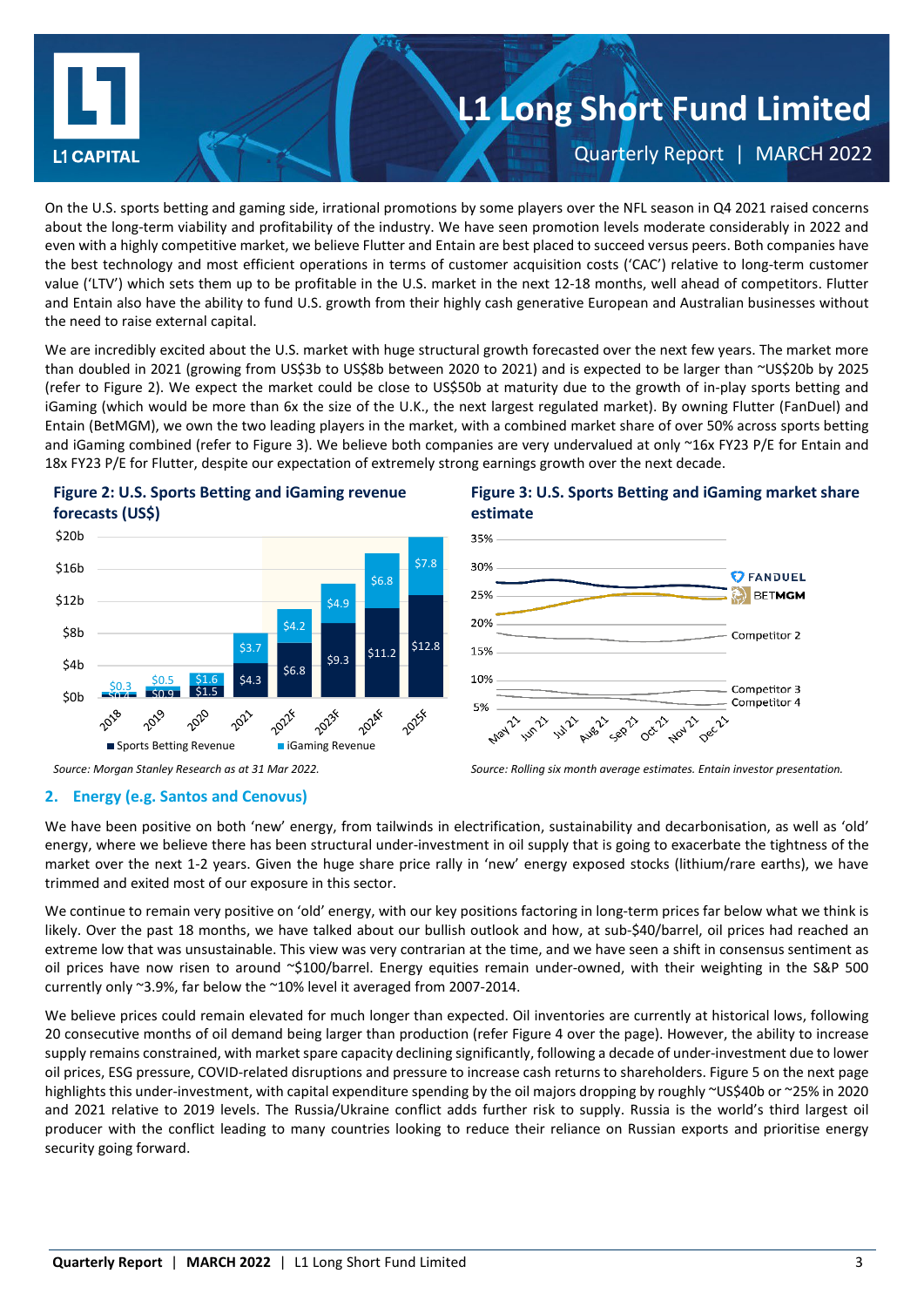On the U.S. sports betting and gaming side, irrational promotions by some players over the NFL season in Q4 2021 raised concerns about the long-term viability and profitability of the industry. We have seen promotion levels moderate considerably in 2022 and even with a highly competitive market, we believe Flutter and Entain are best placed to succeed versus peers. Both companies have the best technology and most efficient operations in terms of customer acquisition costs ('CAC') relative to long-term customer value ('LTV') which sets them up to be profitable in the U.S. market in the next 12-18 months, well ahead of competitors. Flutter and Entain also have the ability to fund U.S. growth from their highly cash generative European and Australian businesses without the need to raise external capital.

We are incredibly excited about the U.S. market with huge structural growth forecasted over the next few years. The market more than doubled in 2021 (growing from US$3b to US$8b between 2020 to 2021) and is expected to be larger than ~US$20b by 2025 (refer to Figure 2). We expect the market could be close to US$50b at maturity due to the growth of in-play sports betting and iGaming (which would be more than 6x the size of the U.K., the next largest regulated market). By owning Flutter (FanDuel) and Entain (BetMGM), we own the two leading players in the market, with a combined market share of over 50% across sports betting and iGaming combined (refer to Figure 3). We believe both companies are very undervalued at only ~16x FY23 P/E for Entain and 18x FY23 P/E for Flutter, despite our expectation of extremely strong earnings growth over the next decade.

**Figure 2: U.S. Sports Betting and iGaming revenue forecasts (US$)**

| | 2018 | 2019 | 2020 | 2021 | 2022F | 2023F | 2024F | 2025F |
|---|---|---|---|---|---|---|---|---|
| Sports Betting Revenue | $0.4 | $0.9 | $1.5 | $4.3 | $6.8 | $9.3 | $11.2 | $12.8 |
| iGaming Revenue | $0.3 | $0.5 | $1.6 | $3.7 | $4.2 | $4.9 | $6.8 | $7.8 |

*Source: Morgan Stanley Research as at 31 Mar 2022.*

**Figure 3: U.S. Sports Betting and iGaming market share estimate**

*Source: Rolling six month average estimates. Entain investor presentation.*

## 2. Energy (e.g. Santos and Cenovus)

We have been positive on both 'new' energy, from tailwinds in electrification, sustainability and decarbonisation, as well as 'old' energy, where we believe there has been structural under-investment in oil supply that is going to exacerbate the tightness of the market over the next 1-2 years. Given the huge share price rally in 'new' energy exposed stocks (lithium/rare earths), we have trimmed and exited most of our exposure in this sector.

We continue to remain very positive on 'old' energy, with our key positions factoring in long-term prices far below what we think is likely. Over the past 18 months, we have talked about our bullish outlook and how, at sub-$40/barrel, oil prices had reached an extreme low that was unsustainable. This view was very contrarian at the time, and we have seen a shift in consensus sentiment as oil prices have now risen to around ~$100/barrel. Energy equities remain under-owned, with their weighting in the S&P 500 currently only ~3.9%, far below the ~10% level it averaged from 2007-2014.

We believe prices could remain elevated for much longer than expected. Oil inventories are currently at historical lows, following 20 consecutive months of oil demand being larger than production (refer Figure 4 over the page). However, the ability to increase supply remains constrained, with market spare capacity declining significantly, following a decade of under-investment due to lower oil prices, ESG pressure, COVID-related disruptions and pressure to increase cash returns to shareholders. Figure 5 on the next page highlights this under-investment, with capital expenditure spending by the oil majors dropping by roughly ~US$40b or ~25% in 2020 and 2021 relative to 2019 levels. The Russia/Ukraine conflict adds further risk to supply. Russia is the world's third largest oil producer with the conflict leading to many countries looking to reduce their reliance on Russian exports and prioritise energy security going forward.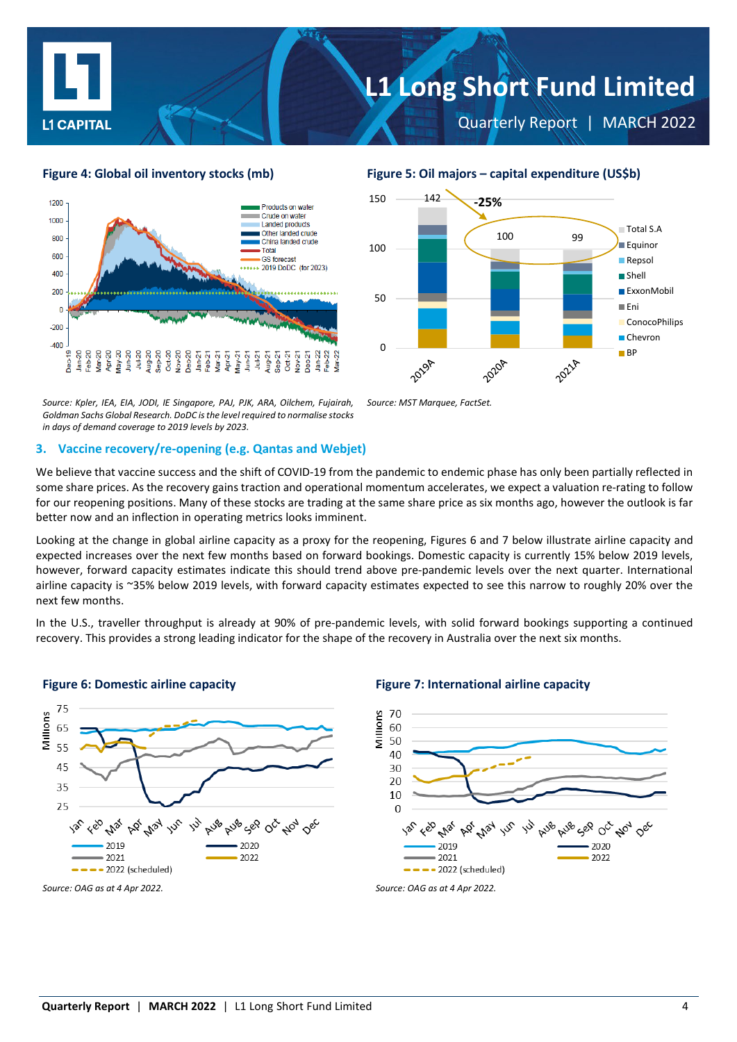**Figure 4: Global oil inventory stocks (mb)**

*Source: Kpler, IEA, EIA, JODI, IE Singapore, PAJ, PJK, ARA, Oilchem, Fujairah, Goldman Sachs Global Research. DoDC is the level required to normalise stocks in days of demand coverage to 2019 levels by 2023.*

**Figure 5: Oil majors – capital expenditure (US$b)**

*Source: MST Marquee, FactSet.*

## 3. Vaccine recovery/re-opening (e.g. Qantas and Webjet)

We believe that vaccine success and the shift of COVID-19 from the pandemic to endemic phase has only been partially reflected in some share prices. As the recovery gains traction and operational momentum accelerates, we expect a valuation re-rating to follow for our reopening positions. Many of these stocks are trading at the same share price as six months ago, however the outlook is far better now and an inflection in operating metrics looks imminent.

Looking at the change in global airline capacity as a proxy for the reopening, Figures 6 and 7 below illustrate airline capacity and expected increases over the next few months based on forward bookings. Domestic capacity is currently 15% below 2019 levels, however, forward capacity estimates indicate this should trend above pre-pandemic levels over the next quarter. International airline capacity is ~35% below 2019 levels, with forward capacity estimates expected to see this narrow to roughly 20% over the next few months.

In the U.S., traveller throughput is already at 90% of pre-pandemic levels, with solid forward bookings supporting a continued recovery. This provides a strong leading indicator for the shape of the recovery in Australia over the next six months.

**Figure 6: Domestic airline capacity**

*Source: OAG as at 4 Apr 2022.*

**Figure 7: International airline capacity**

*Source: OAG as at 4 Apr 2022.*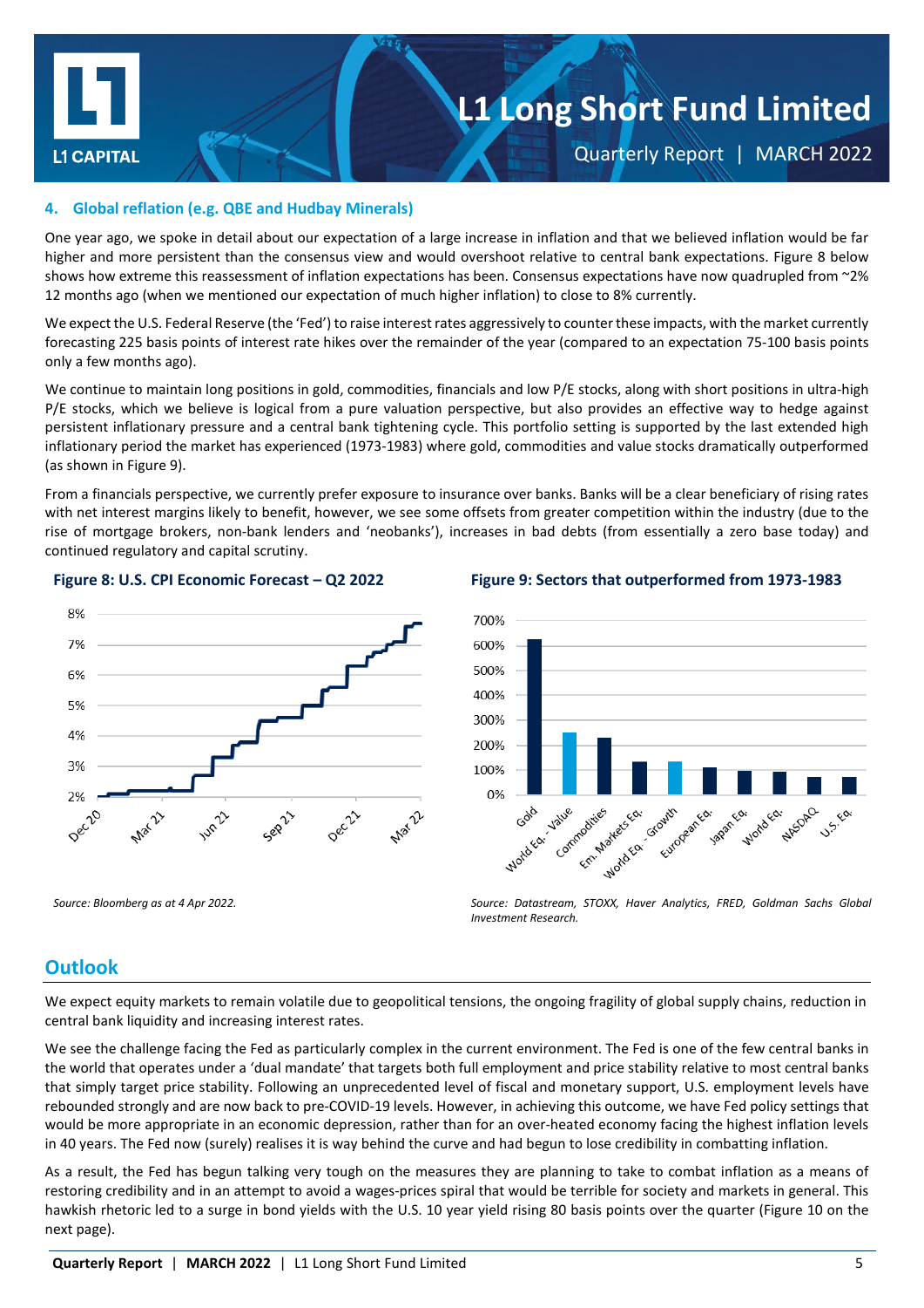### 4. Global reflation (e.g. QBE and Hudbay Minerals)

One year ago, we spoke in detail about our expectation of a large increase in inflation and that we believed inflation would be far higher and more persistent than the consensus view and would overshoot relative to central bank expectations. Figure 8 below shows how extreme this reassessment of inflation expectations has been. Consensus expectations have now quadrupled from ~2% 12 months ago (when we mentioned our expectation of much higher inflation) to close to 8% currently.

We expect the U.S. Federal Reserve (the 'Fed') to raise interest rates aggressively to counter these impacts, with the market currently forecasting 225 basis points of interest rate hikes over the remainder of the year (compared to an expectation 75-100 basis points only a few months ago).

We continue to maintain long positions in gold, commodities, financials and low P/E stocks, along with short positions in ultra-high P/E stocks, which we believe is logical from a pure valuation perspective, but also provides an effective way to hedge against persistent inflationary pressure and a central bank tightening cycle. This portfolio setting is supported by the last extended high inflationary period the market has experienced (1973-1983) where gold, commodities and value stocks dramatically outperformed (as shown in Figure 9).

From a financials perspective, we currently prefer exposure to insurance over banks. Banks will be a clear beneficiary of rising rates with net interest margins likely to benefit, however, we see some offsets from greater competition within the industry (due to the rise of mortgage brokers, non-bank lenders and 'neobanks'), increases in bad debts (from essentially a zero base today) and continued regulatory and capital scrutiny.

**Figure 8: U.S. CPI Economic Forecast – Q2 2022**

*Source: Bloomberg as at 4 Apr 2022.*

**Figure 9: Sectors that outperformed from 1973-1983**

*Source: Datastream, STOXX, Haver Analytics, FRED, Goldman Sachs Global Investment Research.*

## Outlook

We expect equity markets to remain volatile due to geopolitical tensions, the ongoing fragility of global supply chains, reduction in central bank liquidity and increasing interest rates.

We see the challenge facing the Fed as particularly complex in the current environment. The Fed is one of the few central banks in the world that operates under a 'dual mandate' that targets both full employment and price stability relative to most central banks that simply target price stability. Following an unprecedented level of fiscal and monetary support, U.S. employment levels have rebounded strongly and are now back to pre-COVID-19 levels. However, in achieving this outcome, we have Fed policy settings that would be more appropriate in an economic depression, rather than for an over-heated economy facing the highest inflation levels in 40 years. The Fed now (surely) realises it is way behind the curve and had begun to lose credibility in combatting inflation.

As a result, the Fed has begun talking very tough on the measures they are planning to take to combat inflation as a means of restoring credibility and in an attempt to avoid a wages-prices spiral that would be terrible for society and markets in general. This hawkish rhetoric led to a surge in bond yields with the U.S. 10 year yield rising 80 basis points over the quarter (Figure 10 on the next page).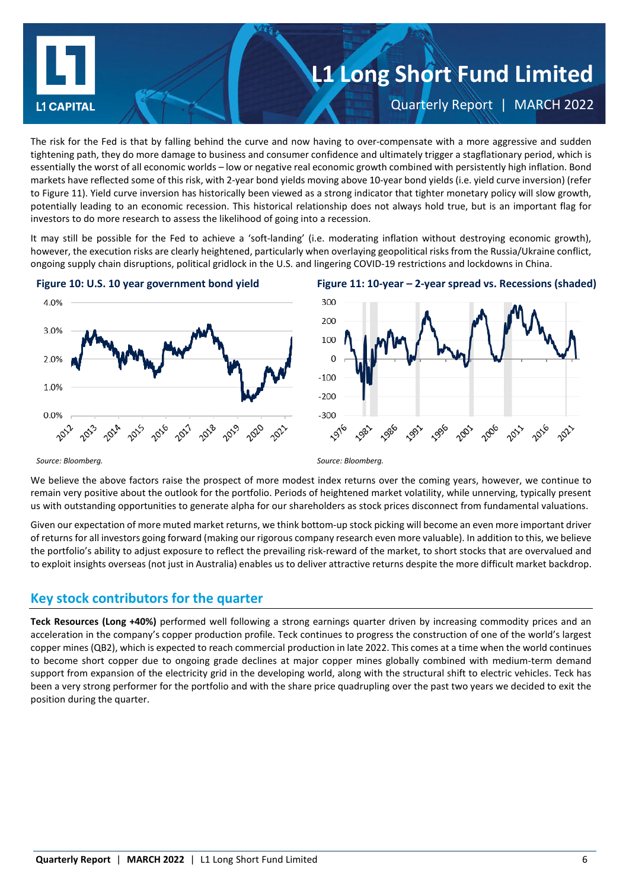The risk for the Fed is that by falling behind the curve and now having to over-compensate with a more aggressive and sudden tightening path, they do more damage to business and consumer confidence and ultimately trigger a stagflationary period, which is essentially the worst of all economic worlds – low or negative real economic growth combined with persistently high inflation. Bond markets have reflected some of this risk, with 2-year bond yields moving above 10-year bond yields (i.e. yield curve inversion) (refer to Figure 11). Yield curve inversion has historically been viewed as a strong indicator that tighter monetary policy will slow growth, potentially leading to an economic recession. This historical relationship does not always hold true, but is an important flag for investors to do more research to assess the likelihood of going into a recession.

It may still be possible for the Fed to achieve a 'soft-landing' (i.e. moderating inflation without destroying economic growth), however, the execution risks are clearly heightened, particularly when overlaying geopolitical risks from the Russia/Ukraine conflict, ongoing supply chain disruptions, political gridlock in the U.S. and lingering COVID-19 restrictions and lockdowns in China.

**Figure 10: U.S. 10 year government bond yield**

*Source: Bloomberg.*

**Figure 11: 10-year – 2-year spread vs. Recessions (shaded)**

*Source: Bloomberg.*

We believe the above factors raise the prospect of more modest index returns over the coming years, however, we continue to remain very positive about the outlook for the portfolio. Periods of heightened market volatility, while unnerving, typically present us with outstanding opportunities to generate alpha for our shareholders as stock prices disconnect from fundamental valuations.

Given our expectation of more muted market returns, we think bottom-up stock picking will become an even more important driver of returns for all investors going forward (making our rigorous company research even more valuable). In addition to this, we believe the portfolio's ability to adjust exposure to reflect the prevailing risk-reward of the market, to short stocks that are overvalued and to exploit insights overseas (not just in Australia) enables us to deliver attractive returns despite the more difficult market backdrop.

## Key stock contributors for the quarter

**Teck Resources (Long +40%)** performed well following a strong earnings quarter driven by increasing commodity prices and an acceleration in the company's copper production profile. Teck continues to progress the construction of one of the world's largest copper mines (QB2), which is expected to reach commercial production in late 2022. This comes at a time when the world continues to become short copper due to ongoing grade declines at major copper mines globally combined with medium-term demand support from expansion of the electricity grid in the developing world, along with the structural shift to electric vehicles. Teck has been a very strong performer for the portfolio and with the share price quadrupling over the past two years we decided to exit the position during the quarter.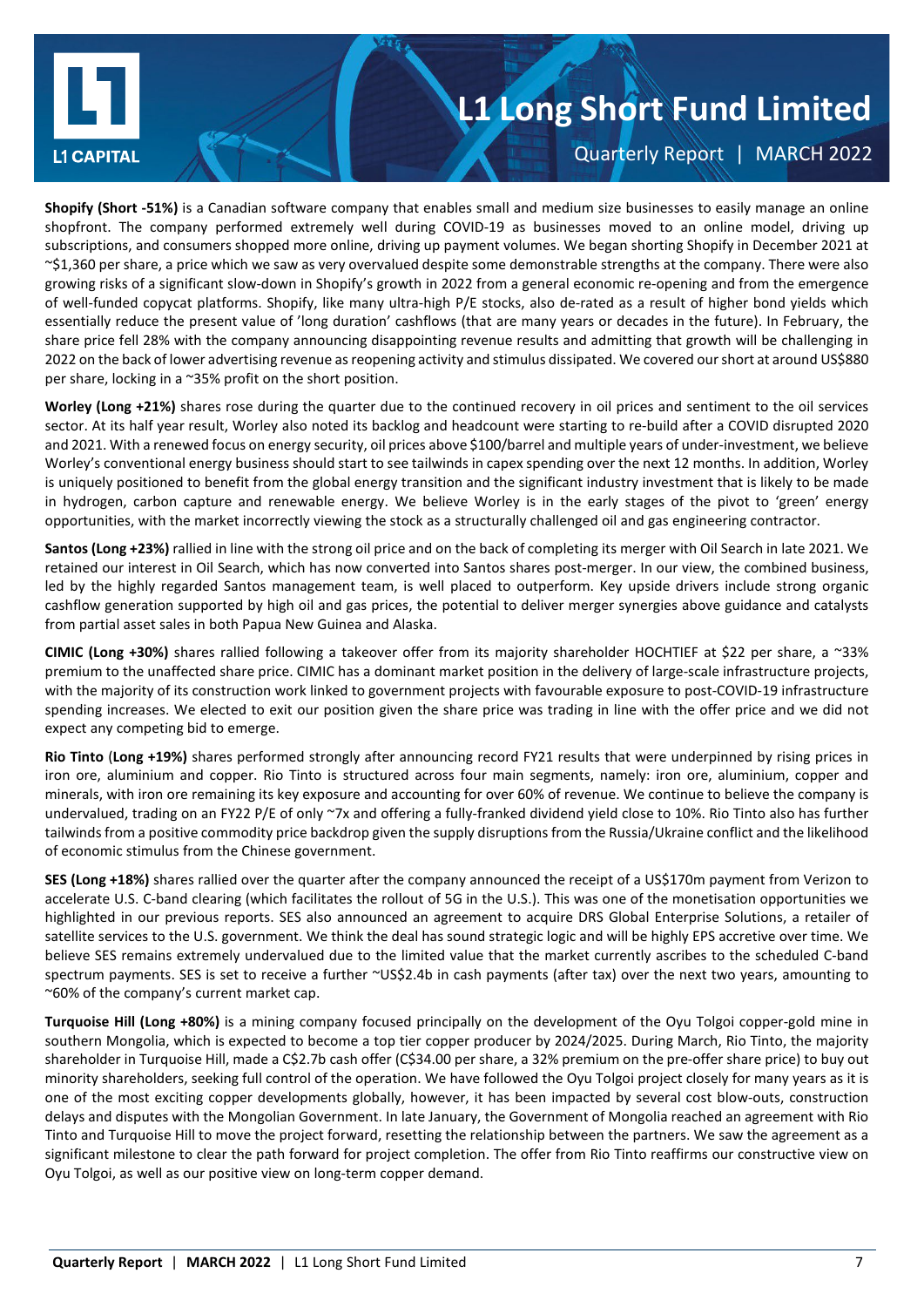**Shopify (Short -51%)** is a Canadian software company that enables small and medium size businesses to easily manage an online shopfront. The company performed extremely well during COVID-19 as businesses moved to an online model, driving up subscriptions, and consumers shopped more online, driving up payment volumes. We began shorting Shopify in December 2021 at ~$1,360 per share, a price which we saw as very overvalued despite some demonstrable strengths at the company. There were also growing risks of a significant slow-down in Shopify's growth in 2022 from a general economic re-opening and from the emergence of well-funded copycat platforms. Shopify, like many ultra-high P/E stocks, also de-rated as a result of higher bond yields which essentially reduce the present value of 'long duration' cashflows (that are many years or decades in the future). In February, the share price fell 28% with the company announcing disappointing revenue results and admitting that growth will be challenging in 2022 on the back of lower advertising revenue as reopening activity and stimulus dissipated. We covered our short at around US$880 per share, locking in a ~35% profit on the short position.

**Worley (Long +21%)** shares rose during the quarter due to the continued recovery in oil prices and sentiment to the oil services sector. At its half year result, Worley also noted its backlog and headcount were starting to re-build after a COVID disrupted 2020 and 2021. With a renewed focus on energy security, oil prices above $100/barrel and multiple years of under-investment, we believe Worley's conventional energy business should start to see tailwinds in capex spending over the next 12 months. In addition, Worley is uniquely positioned to benefit from the global energy transition and the significant industry investment that is likely to be made in hydrogen, carbon capture and renewable energy. We believe Worley is in the early stages of the pivot to 'green' energy opportunities, with the market incorrectly viewing the stock as a structurally challenged oil and gas engineering contractor.

**Santos (Long +23%)** rallied in line with the strong oil price and on the back of completing its merger with Oil Search in late 2021. We retained our interest in Oil Search, which has now converted into Santos shares post-merger. In our view, the combined business, led by the highly regarded Santos management team, is well placed to outperform. Key upside drivers include strong organic cashflow generation supported by high oil and gas prices, the potential to deliver merger synergies above guidance and catalysts from partial asset sales in both Papua New Guinea and Alaska.

**CIMIC (Long +30%)** shares rallied following a takeover offer from its majority shareholder HOCHTIEF at $22 per share, a ~33% premium to the unaffected share price. CIMIC has a dominant market position in the delivery of large-scale infrastructure projects, with the majority of its construction work linked to government projects with favourable exposure to post-COVID-19 infrastructure spending increases. We elected to exit our position given the share price was trading in line with the offer price and we did not expect any competing bid to emerge.

**Rio Tinto** (**Long +19%)** shares performed strongly after announcing record FY21 results that were underpinned by rising prices in iron ore, aluminium and copper. Rio Tinto is structured across four main segments, namely: iron ore, aluminium, copper and minerals, with iron ore remaining its key exposure and accounting for over 60% of revenue. We continue to believe the company is undervalued, trading on an FY22 P/E of only ~7x and offering a fully-franked dividend yield close to 10%. Rio Tinto also has further tailwinds from a positive commodity price backdrop given the supply disruptions from the Russia/Ukraine conflict and the likelihood of economic stimulus from the Chinese government.

**SES (Long +18%)** shares rallied over the quarter after the company announced the receipt of a US$170m payment from Verizon to accelerate U.S. C-band clearing (which facilitates the rollout of 5G in the U.S.). This was one of the monetisation opportunities we highlighted in our previous reports. SES also announced an agreement to acquire DRS Global Enterprise Solutions, a retailer of satellite services to the U.S. government. We think the deal has sound strategic logic and will be highly EPS accretive over time. We believe SES remains extremely undervalued due to the limited value that the market currently ascribes to the scheduled C-band spectrum payments. SES is set to receive a further ~US$2.4b in cash payments (after tax) over the next two years, amounting to ~60% of the company's current market cap.

**Turquoise Hill (Long +80%)** is a mining company focused principally on the development of the Oyu Tolgoi copper-gold mine in southern Mongolia, which is expected to become a top tier copper producer by 2024/2025. During March, Rio Tinto, the majority shareholder in Turquoise Hill, made a C$2.7b cash offer (C$34.00 per share, a 32% premium on the pre-offer share price) to buy out minority shareholders, seeking full control of the operation. We have followed the Oyu Tolgoi project closely for many years as it is one of the most exciting copper developments globally, however, it has been impacted by several cost blow-outs, construction delays and disputes with the Mongolian Government. In late January, the Government of Mongolia reached an agreement with Rio Tinto and Turquoise Hill to move the project forward, resetting the relationship between the partners. We saw the agreement as a significant milestone to clear the path forward for project completion. The offer from Rio Tinto reaffirms our constructive view on Oyu Tolgoi, as well as our positive view on long-term copper demand.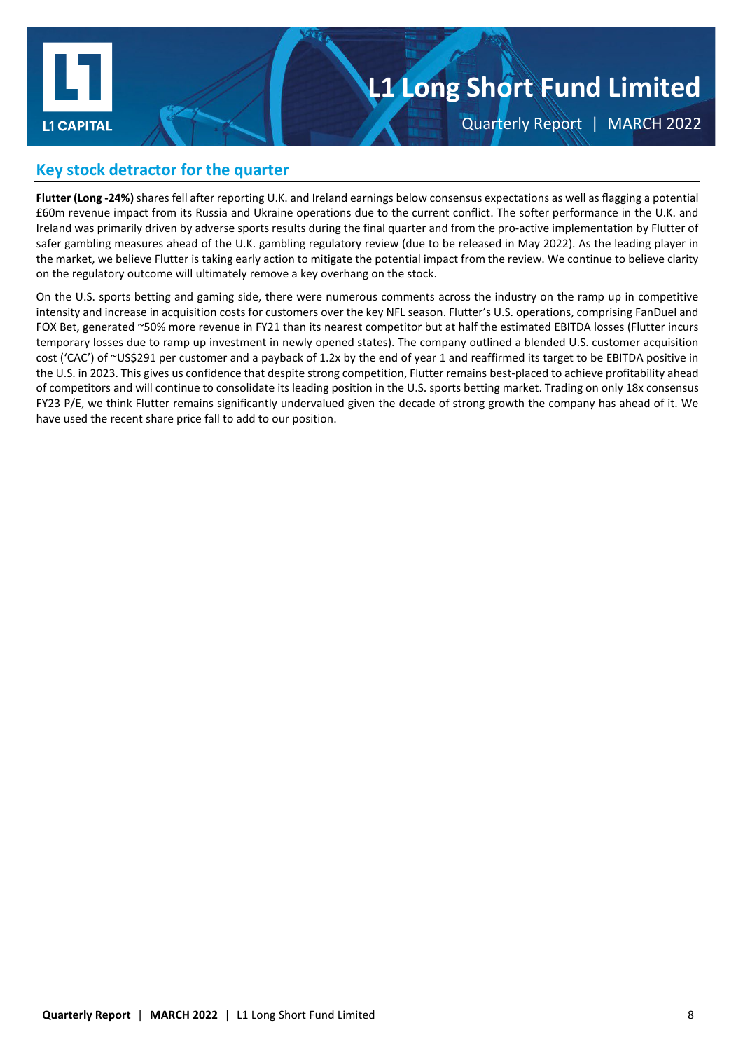## Key stock detractor for the quarter

**Flutter (Long -24%)** shares fell after reporting U.K. and Ireland earnings below consensus expectations as well as flagging a potential £60m revenue impact from its Russia and Ukraine operations due to the current conflict. The softer performance in the U.K. and Ireland was primarily driven by adverse sports results during the final quarter and from the pro-active implementation by Flutter of safer gambling measures ahead of the U.K. gambling regulatory review (due to be released in May 2022). As the leading player in the market, we believe Flutter is taking early action to mitigate the potential impact from the review. We continue to believe clarity on the regulatory outcome will ultimately remove a key overhang on the stock.

On the U.S. sports betting and gaming side, there were numerous comments across the industry on the ramp up in competitive intensity and increase in acquisition costs for customers over the key NFL season. Flutter's U.S. operations, comprising FanDuel and FOX Bet, generated ~50% more revenue in FY21 than its nearest competitor but at half the estimated EBITDA losses (Flutter incurs temporary losses due to ramp up investment in newly opened states). The company outlined a blended U.S. customer acquisition cost ('CAC') of ~US$291 per customer and a payback of 1.2x by the end of year 1 and reaffirmed its target to be EBITDA positive in the U.S. in 2023. This gives us confidence that despite strong competition, Flutter remains best-placed to achieve profitability ahead of competitors and will continue to consolidate its leading position in the U.S. sports betting market. Trading on only 18x consensus FY23 P/E, we think Flutter remains significantly undervalued given the decade of strong growth the company has ahead of it. We have used the recent share price fall to add to our position.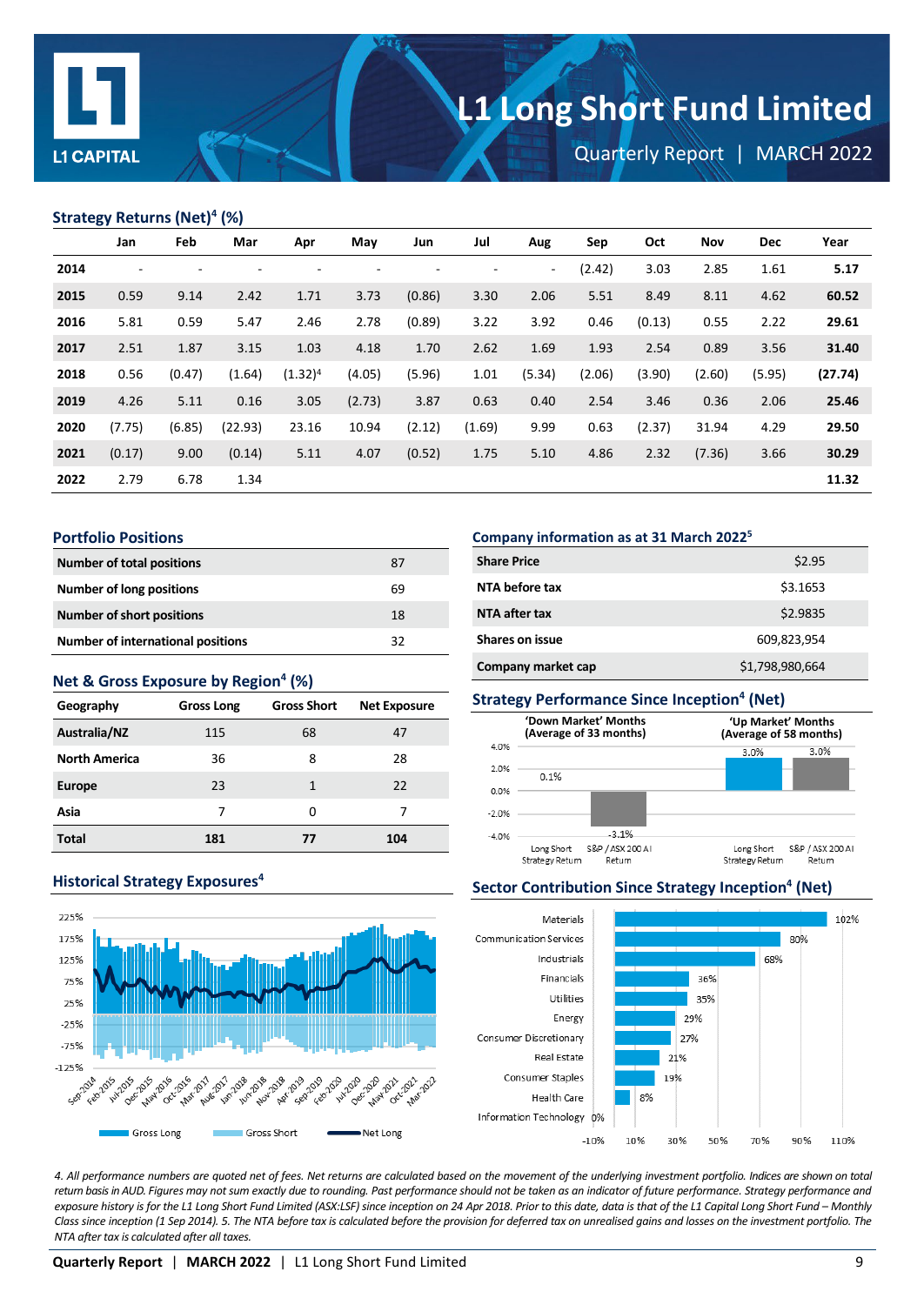# L1 Long Short Fund Limited

Quarterly Report | MARCH 2022

## Strategy Returns (Net)[4] (%)

| | Jan | Feb | Mar | Apr | May | Jun | Jul | Aug | Sep | Oct | Nov | Dec | Year |
|---|---|---|---|---|---|---|---|---|---|---|---|---|---|
| **2014** | - | - | - | - | - | - | - | - | (2.42) | 3.03 | 2.85 | 1.61 | **5.17** |
| **2015** | 0.59 | 9.14 | 2.42 | 1.71 | 3.73 | (0.86) | 3.30 | 2.06 | 5.51 | 8.49 | 8.11 | 4.62 | **60.52** |
| **2016** | 5.81 | 0.59 | 5.47 | 2.46 | 2.78 | (0.89) | 3.22 | 3.92 | 0.46 | (0.13) | 0.55 | 2.22 | **29.61** |
| **2017** | 2.51 | 1.87 | 3.15 | 1.03 | 4.18 | 1.70 | 2.62 | 1.69 | 1.93 | 2.54 | 0.89 | 3.56 | **31.40** |
| **2018** | 0.56 | (0.47) | (1.64) | (1.32)[4] | (4.05) | (5.96) | 1.01 | (5.34) | (2.06) | (3.90) | (2.60) | (5.95) | **(27.74)** |
| **2019** | 4.26 | 5.11 | 0.16 | 3.05 | (2.73) | 3.87 | 0.63 | 0.40 | 2.54 | 3.46 | 0.36 | 2.06 | **25.46** |
| **2020** | (7.75) | (6.85) | (22.93) | 23.16 | 10.94 | (2.12) | (1.69) | 9.99 | 0.63 | (2.37) | 31.94 | 4.29 | **29.50** |
| **2021** | (0.17) | 9.00 | (0.14) | 5.11 | 4.07 | (0.52) | 1.75 | 5.10 | 4.86 | 2.32 | (7.36) | 3.66 | **30.29** |
| **2022** | 2.79 | 6.78 | 1.34 | | | | | | | | | | **11.32** |

## Portfolio Positions

| | |
|---|---|
| **Number of total positions** | 87 |
| **Number of long positions** | 69 |
| **Number of short positions** | 18 |
| **Number of international positions** | 32 |

## Net & Gross Exposure by Region[4] (%)

| Geography | Gross Long | Gross Short | Net Exposure |
|---|---|---|---|
| **Australia/NZ** | 115 | 68 | 47 |
| **North America** | 36 | 8 | 28 |
| **Europe** | 23 | 1 | 22 |
| **Asia** | 7 | 0 | 7 |
| **Total** | **181** | **77** | **104** |

## Historical Strategy Exposures[4]

Gross Long | Gross Short | Net Long

## Company information as at 31 March 2022[5]

| | |
|---|---|
| **Share Price** | $2.95 |
| **NTA before tax** | $3.1653 |
| **NTA after tax** | $2.9835 |
| **Shares on issue** | 609,823,954 |
| **Company market cap** | $1,798,980,664 |

## Strategy Performance Since Inception[4] (Net)

| | Long Short Strategy Return | S&P / ASX 200 AI Return |
|---|---|---|
| 'Down Market' Months (Average of 33 months) | 0.1% | -3.1% |
| 'Up Market' Months (Average of 58 months) | 3.0% | 3.0% |

## Sector Contribution Since Strategy Inception[4] (Net)

| Sector | Contribution |
|---|---|
| Materials | 102% |
| Communication Services | 80% |
| Industrials | 68% |
| Financials | 36% |
| Utilities | 35% |
| Energy | 29% |
| Consumer Discretionary | 27% |
| Real Estate | 21% |
| Consumer Staples | 19% |
| Health Care | 8% |
| Information Technology | 0% |

*4. All performance numbers are quoted net of fees. Net returns are calculated based on the movement of the underlying investment portfolio. Indices are shown on total return basis in AUD. Figures may not sum exactly due to rounding. Past performance should not be taken as an indicator of future performance. Strategy performance and exposure history is for the L1 Long Short Fund Limited (ASX:LSF) since inception on 24 Apr 2018. Prior to this date, data is that of the L1 Capital Long Short Fund – Monthly Class since inception (1 Sep 2014). 5. The NTA before tax is calculated before the provision for deferred tax on unrealised gains and losses on the investment portfolio. The NTA after tax is calculated after all taxes.*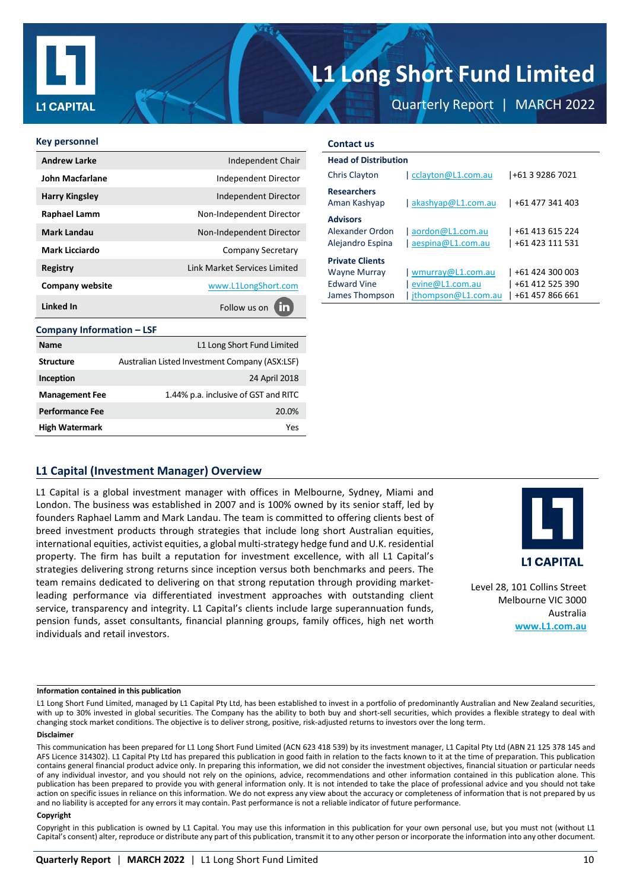# L1 Long Short Fund Limited

Quarterly Report | MARCH 2022

## Key personnel

| | |
|---|---|
| **Andrew Larke** | Independent Chair |
| **John Macfarlane** | Independent Director |
| **Harry Kingsley** | Independent Director |
| **Raphael Lamm** | Non-Independent Director |
| **Mark Landau** | Non-Independent Director |
| **Mark Licciardo** | Company Secretary |
| **Registry** | Link Market Services Limited |
| **Company website** | www.L1LongShort.com |
| **Linked In** | Follow us on |

## Company Information – LSF

| | |
|---|---|
| **Name** | L1 Long Short Fund Limited |
| **Structure** | Australian Listed Investment Company (ASX:LSF) |
| **Inception** | 24 April 2018 |
| **Management Fee** | 1.44% p.a. inclusive of GST and RITC |
| **Performance Fee** | 20.0% |
| **High Watermark** | Yes |

## Contact us

| | | |
|---|---|---|
| **Head of Distribution** | | |
| Chris Clayton | cclayton@L1.com.au | +61 3 9286 7021 |
| **Researchers** | | |
| Aman Kashyap | akashyap@L1.com.au | +61 477 341 403 |
| **Advisors** | | |
| Alexander Ordon | aordon@L1.com.au | +61 413 615 224 |
| Alejandro Espina | aespina@L1.com.au | +61 423 111 531 |
| **Private Clients** | | |
| Wayne Murray | wmurray@L1.com.au | +61 424 300 003 |
| Edward Vine | evine@L1.com.au | +61 412 525 390 |
| James Thompson | jthompson@L1.com.au | +61 457 866 661 |

## L1 Capital (Investment Manager) Overview

L1 Capital is a global investment manager with offices in Melbourne, Sydney, Miami and London. The business was established in 2007 and is 100% owned by its senior staff, led by founders Raphael Lamm and Mark Landau. The team is committed to offering clients best of breed investment products through strategies that include long short Australian equities, international equities, activist equities, a global multi-strategy hedge fund and U.K. residential property. The firm has built a reputation for investment excellence, with all L1 Capital's strategies delivering strong returns since inception versus both benchmarks and peers. The team remains dedicated to delivering on that strong reputation through providing market-leading performance via differentiated investment approaches with outstanding client service, transparency and integrity. L1 Capital's clients include large superannuation funds, pension funds, asset consultants, financial planning groups, family offices, high net worth individuals and retail investors.

L1 CAPITAL

Level 28, 101 Collins Street
Melbourne VIC 3000
Australia
www.L1.com.au

**Information contained in this publication**

L1 Long Short Fund Limited, managed by L1 Capital Pty Ltd, has been established to invest in a portfolio of predominantly Australian and New Zealand securities, with up to 30% invested in global securities. The Company has the ability to both buy and short-sell securities, which provides a flexible strategy to deal with changing stock market conditions. The objective is to deliver strong, positive, risk-adjusted returns to investors over the long term.

**Disclaimer**

This communication has been prepared for L1 Long Short Fund Limited (ACN 623 418 539) by its investment manager, L1 Capital Pty Ltd (ABN 21 125 378 145 and AFS Licence 314302). L1 Capital Pty Ltd has prepared this publication in good faith in relation to the facts known to it at the time of preparation. This publication contains general financial product advice only. In preparing this information, we did not consider the investment objectives, financial situation or particular needs of any individual investor, and you should not rely on the opinions, advice, recommendations and other information contained in this publication alone. This publication has been prepared to provide you with general information only. It is not intended to take the place of professional advice and you should not take action on specific issues in reliance on this information. We do not express any view about the accuracy or completeness of information that is not prepared by us and no liability is accepted for any errors it may contain. Past performance is not a reliable indicator of future performance.

**Copyright**

Copyright in this publication is owned by L1 Capital. You may use this information in this publication for your own personal use, but you must not (without L1 Capital's consent) alter, reproduce or distribute any part of this publication, transmit it to any other person or incorporate the information into any other document.